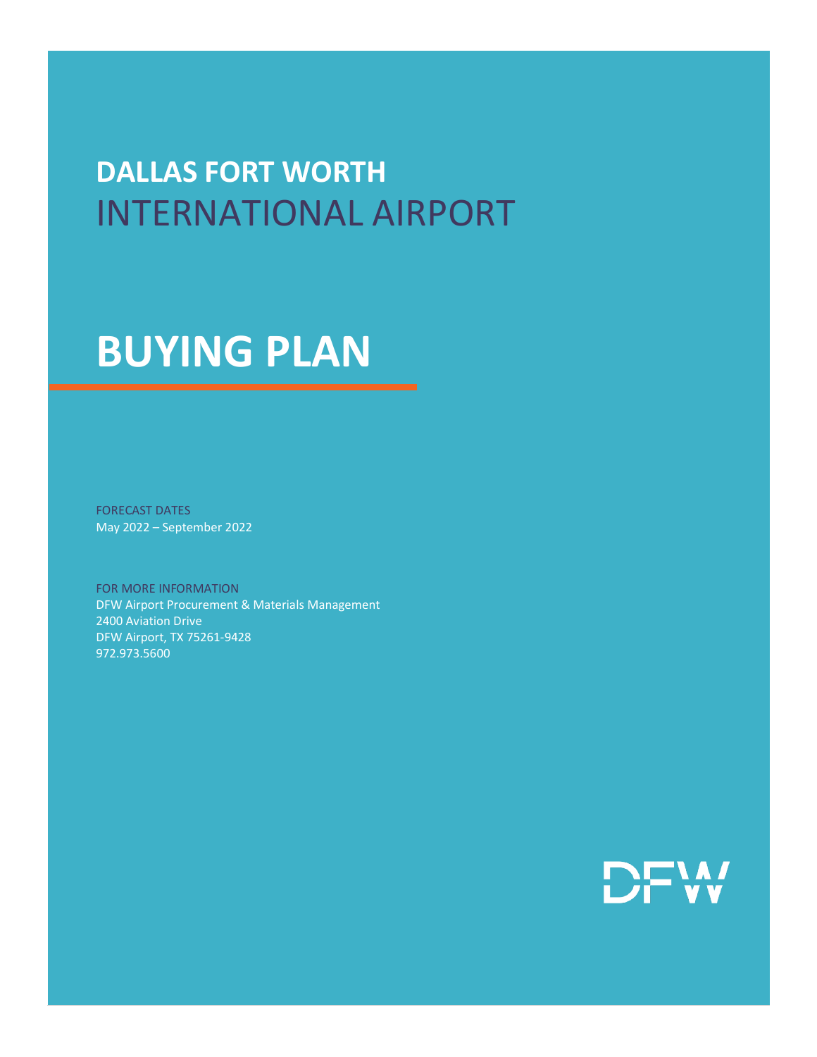# DALLAS FORT WORTH
## INTERNATIONAL AIRPORT

# BUYING PLAN

FORECAST DATES
May 2022 – September 2022

FOR MORE INFORMATION
DFW Airport Procurement & Materials Management
2400 Aviation Drive
DFW Airport, TX 75261-9428
972.973.5600

DFW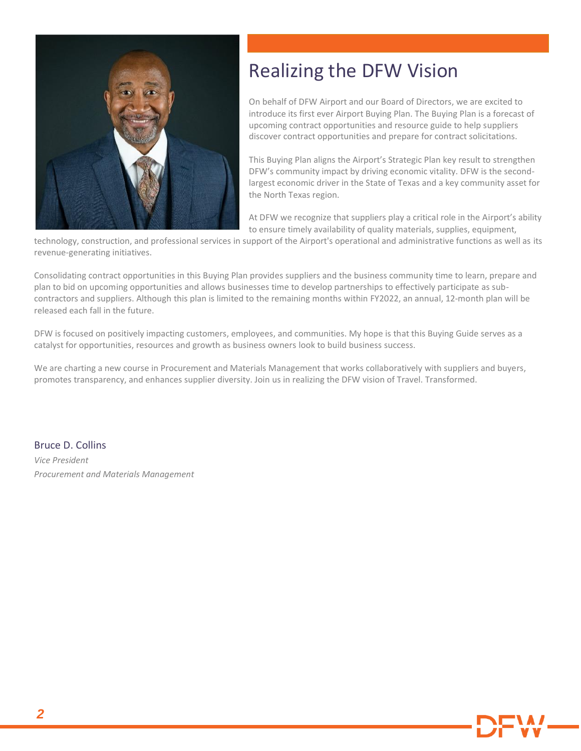# Realizing the DFW Vision

On behalf of DFW Airport and our Board of Directors, we are excited to introduce its first ever Airport Buying Plan. The Buying Plan is a forecast of upcoming contract opportunities and resource guide to help suppliers discover contract opportunities and prepare for contract solicitations.

This Buying Plan aligns the Airport's Strategic Plan key result to strengthen DFW's community impact by driving economic vitality. DFW is the second-largest economic driver in the State of Texas and a key community asset for the North Texas region.

At DFW we recognize that suppliers play a critical role in the Airport's ability to ensure timely availability of quality materials, supplies, equipment, technology, construction, and professional services in support of the Airport's operational and administrative functions as well as its revenue-generating initiatives.

Consolidating contract opportunities in this Buying Plan provides suppliers and the business community time to learn, prepare and plan to bid on upcoming opportunities and allows businesses time to develop partnerships to effectively participate as sub-contractors and suppliers. Although this plan is limited to the remaining months within FY2022, an annual, 12-month plan will be released each fall in the future.

DFW is focused on positively impacting customers, employees, and communities. My hope is that this Buying Guide serves as a catalyst for opportunities, resources and growth as business owners look to build business success.

We are charting a new course in Procurement and Materials Management that works collaboratively with suppliers and buyers, promotes transparency, and enhances supplier diversity. Join us in realizing the DFW vision of Travel. Transformed.

Bruce D. Collins
*Vice President*
*Procurement and Materials Management*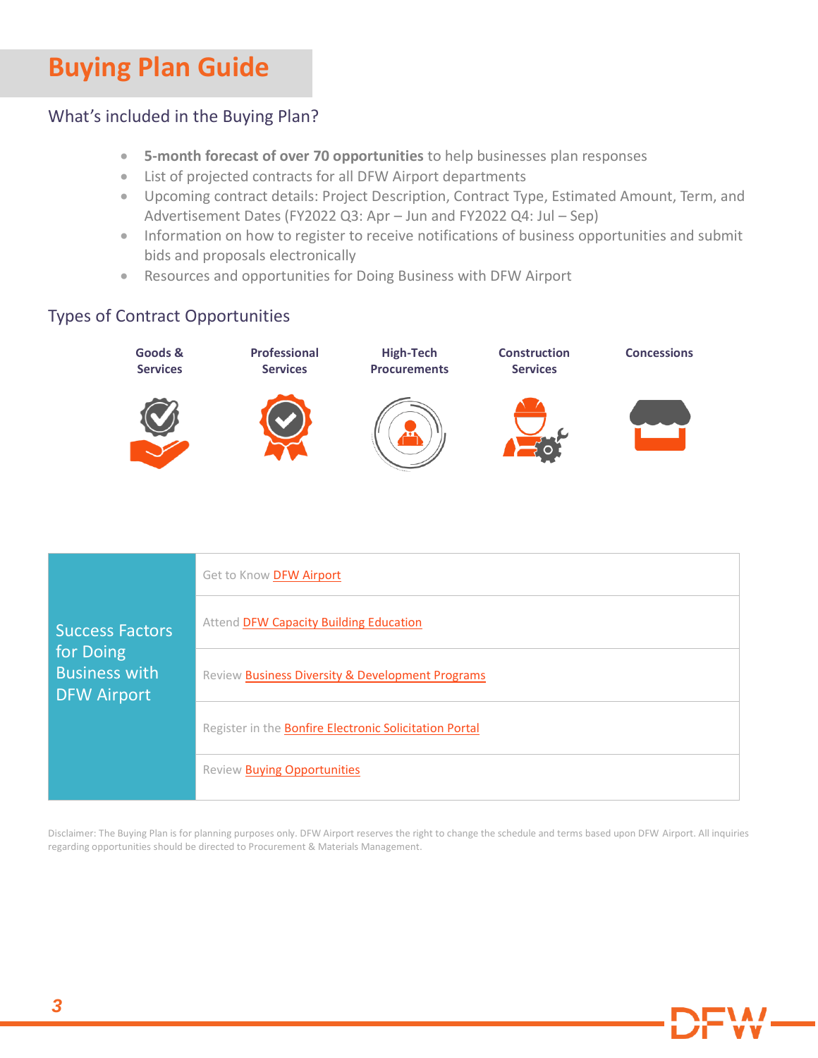# Buying Plan Guide

## What's included in the Buying Plan?

- **5-month forecast of over 70 opportunities** to help businesses plan responses
- List of projected contracts for all DFW Airport departments
- Upcoming contract details: Project Description, Contract Type, Estimated Amount, Term, and Advertisement Dates (FY2022 Q3: Apr – Jun and FY2022 Q4: Jul – Sep)
- Information on how to register to receive notifications of business opportunities and submit bids and proposals electronically
- Resources and opportunities for Doing Business with DFW Airport

## Types of Contract Opportunities

**Goods & Services** | **Professional Services** | **High-Tech Procurements** | **Construction Services** | **Concessions**

| Success Factors for Doing Business with DFW Airport | |
|---|---|
| | Get to Know DFW Airport |
| | Attend DFW Capacity Building Education |
| | Review Business Diversity & Development Programs |
| | Register in the Bonfire Electronic Solicitation Portal |
| | Review Buying Opportunities |

Disclaimer: The Buying Plan is for planning purposes only. DFW Airport reserves the right to change the schedule and terms based upon DFW Airport. All inquiries regarding opportunities should be directed to Procurement & Materials Management.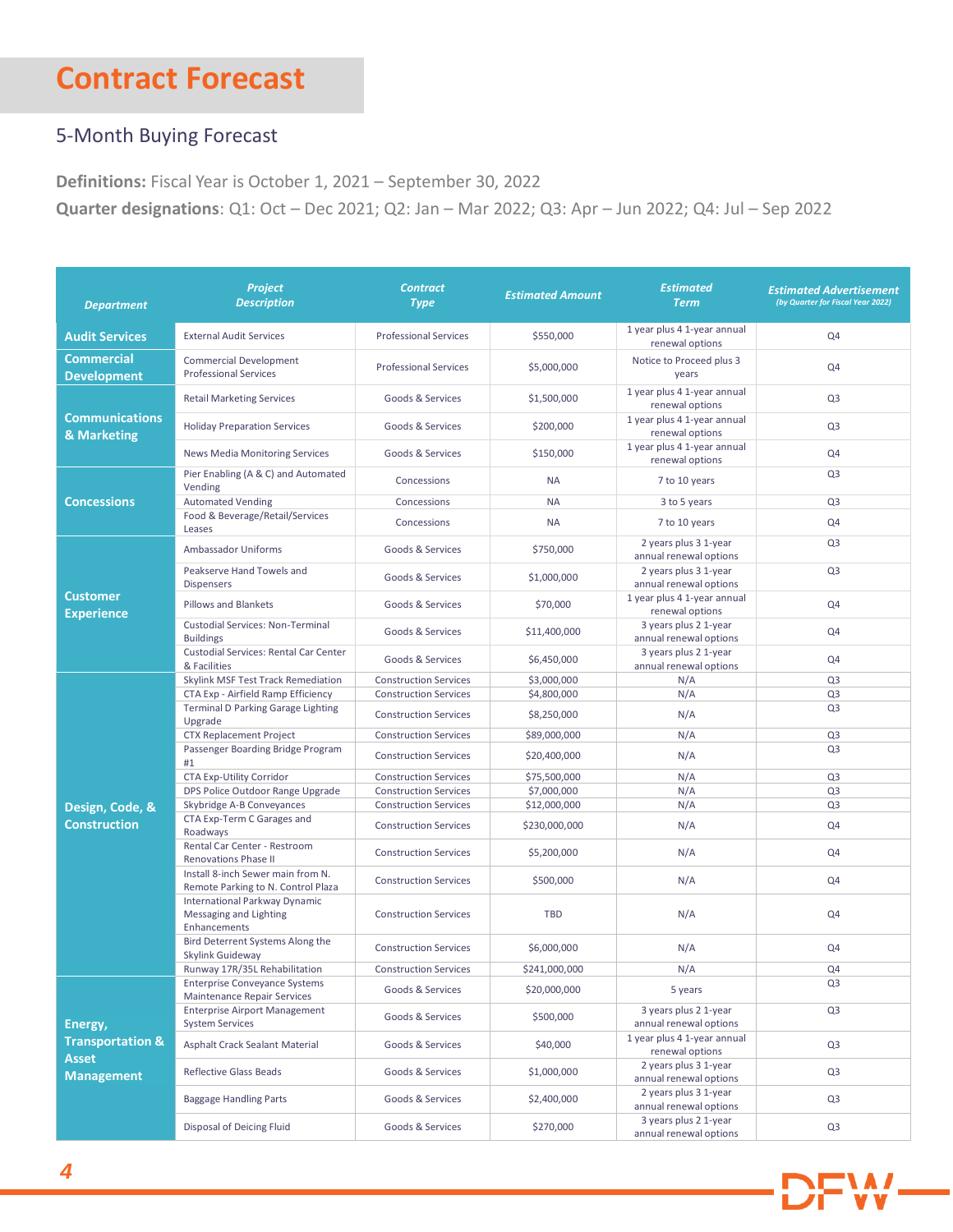# Contract Forecast

## 5-Month Buying Forecast

**Definitions:** Fiscal Year is October 1, 2021 – September 30, 2022

**Quarter designations**: Q1: Oct – Dec 2021; Q2: Jan – Mar 2022; Q3: Apr – Jun 2022; Q4: Jul – Sep 2022

| Department | Project Description | Contract Type | Estimated Amount | Estimated Term | Estimated Advertisement (by Quarter for Fiscal Year 2022) |
|---|---|---|---|---|---|
| **Audit Services** | External Audit Services | Professional Services | $550,000 | 1 year plus 4 1-year annual renewal options | Q4 |
| **Commercial Development** | Commercial Development Professional Services | Professional Services | $5,000,000 | Notice to Proceed plus 3 years | Q4 |
| **Communications & Marketing** | Retail Marketing Services | Goods & Services | $1,500,000 | 1 year plus 4 1-year annual renewal options | Q3 |
| | Holiday Preparation Services | Goods & Services | $200,000 | 1 year plus 4 1-year annual renewal options | Q3 |
| | News Media Monitoring Services | Goods & Services | $150,000 | 1 year plus 4 1-year annual renewal options | Q4 |
| **Concessions** | Pier Enabling (A & C) and Automated Vending | Concessions | NA | 7 to 10 years | Q3 |
| | Automated Vending | Concessions | NA | 3 to 5 years | Q3 |
| | Food & Beverage/Retail/Services Leases | Concessions | NA | 7 to 10 years | Q4 |
| **Customer Experience** | Ambassador Uniforms | Goods & Services | $750,000 | 2 years plus 3 1-year annual renewal options | Q3 |
| | Peakserve Hand Towels and Dispensers | Goods & Services | $1,000,000 | 2 years plus 3 1-year annual renewal options | Q3 |
| | Pillows and Blankets | Goods & Services | $70,000 | 1 year plus 4 1-year annual renewal options | Q4 |
| | Custodial Services: Non-Terminal Buildings | Goods & Services | $11,400,000 | 3 years plus 2 1-year annual renewal options | Q4 |
| | Custodial Services: Rental Car Center & Facilities | Goods & Services | $6,450,000 | 3 years plus 2 1-year annual renewal options | Q4 |
| **Design, Code, & Construction** | Skylink MSF Test Track Remediation | Construction Services | $3,000,000 | N/A | Q3 |
| | CTA Exp - Airfield Ramp Efficiency | Construction Services | $4,800,000 | N/A | Q3 |
| | Terminal D Parking Garage Lighting Upgrade | Construction Services | $8,250,000 | N/A | Q3 |
| | CTX Replacement Project | Construction Services | $89,000,000 | N/A | Q3 |
| | Passenger Boarding Bridge Program #1 | Construction Services | $20,400,000 | N/A | Q3 |
| | CTA Exp-Utility Corridor | Construction Services | $75,500,000 | N/A | Q3 |
| | DPS Police Outdoor Range Upgrade | Construction Services | $7,000,000 | N/A | Q3 |
| | Skybridge A-B Conveyances | Construction Services | $12,000,000 | N/A | Q3 |
| | CTA Exp-Term C Garages and Roadways | Construction Services | $230,000,000 | N/A | Q4 |
| | Rental Car Center - Restroom Renovations Phase II | Construction Services | $5,200,000 | N/A | Q4 |
| | Install 8-inch Sewer main from N. Remote Parking to N. Control Plaza | Construction Services | $500,000 | N/A | Q4 |
| | International Parkway Dynamic Messaging and Lighting Enhancements | Construction Services | TBD | N/A | Q4 |
| | Bird Deterrent Systems Along the Skylink Guideway | Construction Services | $6,000,000 | N/A | Q4 |
| | Runway 17R/35L Rehabilitation | Construction Services | $241,000,000 | N/A | Q4 |
| **Energy, Transportation & Asset Management** | Enterprise Conveyance Systems Maintenance Repair Services | Goods & Services | $20,000,000 | 5 years | Q3 |
| | Enterprise Airport Management System Services | Goods & Services | $500,000 | 3 years plus 2 1-year annual renewal options | Q3 |
| | Asphalt Crack Sealant Material | Goods & Services | $40,000 | 1 year plus 4 1-year annual renewal options | Q3 |
| | Reflective Glass Beads | Goods & Services | $1,000,000 | 2 years plus 3 1-year annual renewal options | Q3 |
| | Baggage Handling Parts | Goods & Services | $2,400,000 | 2 years plus 3 1-year annual renewal options | Q3 |
| | Disposal of Deicing Fluid | Goods & Services | $270,000 | 3 years plus 2 1-year annual renewal options | Q3 |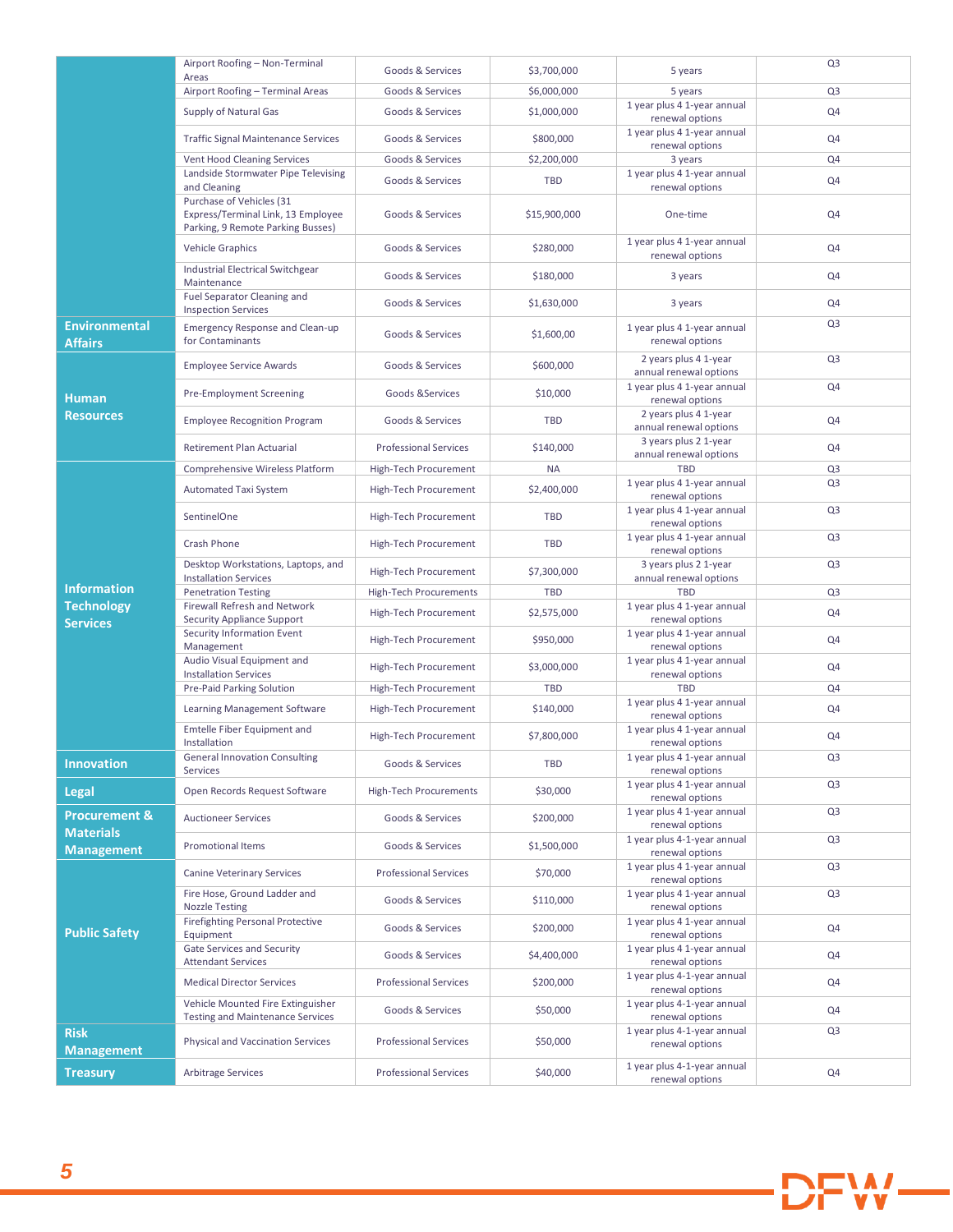| Department | Project | Type | Estimated Value | Term | Quarter |
|---|---|---|---|---|---|
| | Airport Roofing – Non-Terminal Areas | Goods & Services | $3,700,000 | 5 years | Q3 |
| | Airport Roofing – Terminal Areas | Goods & Services | $6,000,000 | 5 years | Q3 |
| | Supply of Natural Gas | Goods & Services | $1,000,000 | 1 year plus 4 1-year annual renewal options | Q4 |
| | Traffic Signal Maintenance Services | Goods & Services | $800,000 | 1 year plus 4 1-year annual renewal options | Q4 |
| | Vent Hood Cleaning Services | Goods & Services | $2,200,000 | 3 years | Q4 |
| | Landside Stormwater Pipe Televising and Cleaning | Goods & Services | TBD | 1 year plus 4 1-year annual renewal options | Q4 |
| | Purchase of Vehicles (31 Express/Terminal Link, 13 Employee Parking, 9 Remote Parking Busses) | Goods & Services | $15,900,000 | One-time | Q4 |
| | Vehicle Graphics | Goods & Services | $280,000 | 1 year plus 4 1-year annual renewal options | Q4 |
| | Industrial Electrical Switchgear Maintenance | Goods & Services | $180,000 | 3 years | Q4 |
| | Fuel Separator Cleaning and Inspection Services | Goods & Services | $1,630,000 | 3 years | Q4 |
| **Environmental Affairs** | Emergency Response and Clean-up for Contaminants | Goods & Services | $1,600,00 | 1 year plus 4 1-year annual renewal options | Q3 |
| **Human Resources** | Employee Service Awards | Goods & Services | $600,000 | 2 years plus 4 1-year annual renewal options | Q3 |
| | Pre-Employment Screening | Goods &Services | $10,000 | 1 year plus 4 1-year annual renewal options | Q4 |
| | Employee Recognition Program | Goods & Services | TBD | 2 years plus 4 1-year annual renewal options | Q4 |
| | Retirement Plan Actuarial | Professional Services | $140,000 | 3 years plus 2 1-year annual renewal options | Q4 |
| **Information Technology Services** | Comprehensive Wireless Platform | High-Tech Procurement | NA | TBD | Q3 |
| | Automated Taxi System | High-Tech Procurement | $2,400,000 | 1 year plus 4 1-year annual renewal options | Q3 |
| | SentinelOne | High-Tech Procurement | TBD | 1 year plus 4 1-year annual renewal options | Q3 |
| | Crash Phone | High-Tech Procurement | TBD | 1 year plus 4 1-year annual renewal options | Q3 |
| | Desktop Workstations, Laptops, and Installation Services | High-Tech Procurement | $7,300,000 | 3 years plus 2 1-year annual renewal options | Q3 |
| | Penetration Testing | High-Tech Procurements | TBD | TBD | Q3 |
| | Firewall Refresh and Network Security Appliance Support | High-Tech Procurement | $2,575,000 | 1 year plus 4 1-year annual renewal options | Q4 |
| | Security Information Event Management | High-Tech Procurement | $950,000 | 1 year plus 4 1-year annual renewal options | Q4 |
| | Audio Visual Equipment and Installation Services | High-Tech Procurement | $3,000,000 | 1 year plus 4 1-year annual renewal options | Q4 |
| | Pre-Paid Parking Solution | High-Tech Procurement | TBD | TBD | Q4 |
| | Learning Management Software | High-Tech Procurement | $140,000 | 1 year plus 4 1-year annual renewal options | Q4 |
| | Emtelle Fiber Equipment and Installation | High-Tech Procurement | $7,800,000 | 1 year plus 4 1-year annual renewal options | Q4 |
| **Innovation** | General Innovation Consulting Services | Goods & Services | TBD | 1 year plus 4 1-year annual renewal options | Q3 |
| **Legal** | Open Records Request Software | High-Tech Procurements | $30,000 | 1 year plus 4 1-year annual renewal options | Q3 |
| **Procurement & Materials Management** | Auctioneer Services | Goods & Services | $200,000 | 1 year plus 4 1-year annual renewal options | Q3 |
| | Promotional Items | Goods & Services | $1,500,000 | 1 year plus 4-1-year annual renewal options | Q3 |
| **Public Safety** | Canine Veterinary Services | Professional Services | $70,000 | 1 year plus 4 1-year annual renewal options | Q3 |
| | Fire Hose, Ground Ladder and Nozzle Testing | Goods & Services | $110,000 | 1 year plus 4 1-year annual renewal options | Q3 |
| | Firefighting Personal Protective Equipment | Goods & Services | $200,000 | 1 year plus 4 1-year annual renewal options | Q4 |
| | Gate Services and Security Attendant Services | Goods & Services | $4,400,000 | 1 year plus 4 1-year annual renewal options | Q4 |
| | Medical Director Services | Professional Services | $200,000 | 1 year plus 4-1-year annual renewal options | Q4 |
| | Vehicle Mounted Fire Extinguisher Testing and Maintenance Services | Goods & Services | $50,000 | 1 year plus 4-1-year annual renewal options | Q4 |
| **Risk Management** | Physical and Vaccination Services | Professional Services | $50,000 | 1 year plus 4-1-year annual renewal options | Q3 |
| **Treasury** | Arbitrage Services | Professional Services | $40,000 | 1 year plus 4-1-year annual renewal options | Q4 |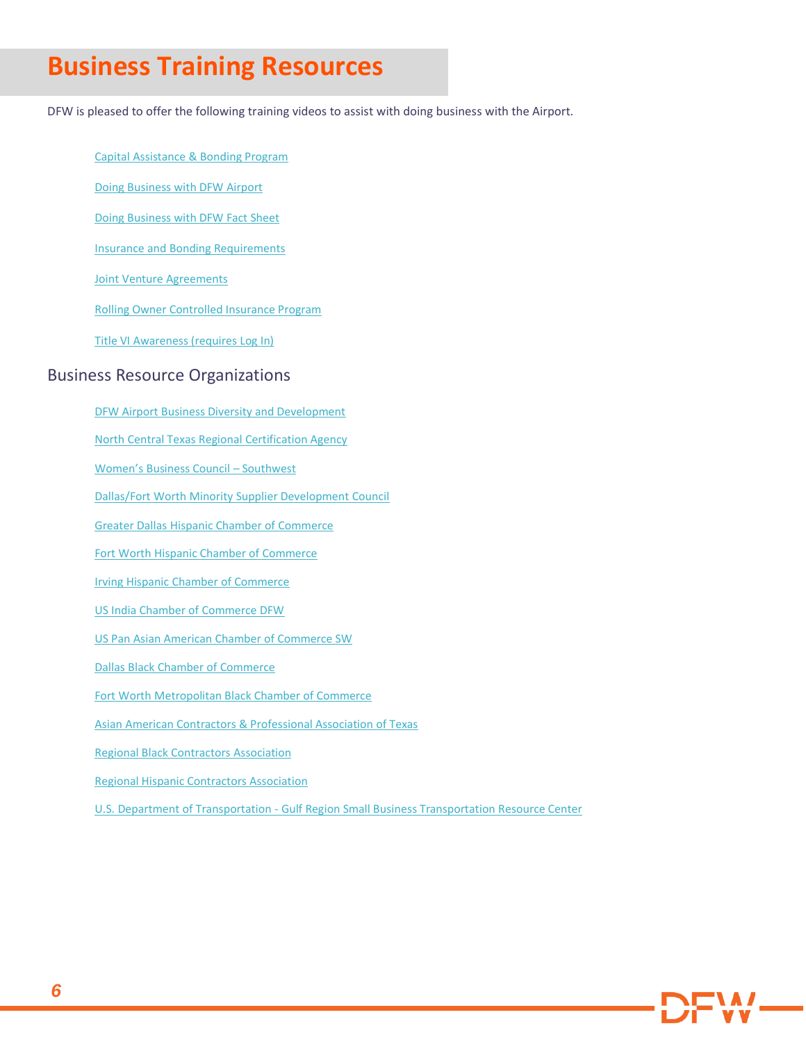# Business Training Resources

DFW is pleased to offer the following training videos to assist with doing business with the Airport.

- Capital Assistance & Bonding Program
- Doing Business with DFW Airport
- Doing Business with DFW Fact Sheet
- Insurance and Bonding Requirements
- Joint Venture Agreements
- Rolling Owner Controlled Insurance Program
- Title VI Awareness (requires Log In)

## Business Resource Organizations

- DFW Airport Business Diversity and Development
- North Central Texas Regional Certification Agency
- Women's Business Council – Southwest
- Dallas/Fort Worth Minority Supplier Development Council
- Greater Dallas Hispanic Chamber of Commerce
- Fort Worth Hispanic Chamber of Commerce
- Irving Hispanic Chamber of Commerce
- US India Chamber of Commerce DFW
- US Pan Asian American Chamber of Commerce SW
- Dallas Black Chamber of Commerce
- Fort Worth Metropolitan Black Chamber of Commerce
- Asian American Contractors & Professional Association of Texas
- Regional Black Contractors Association
- Regional Hispanic Contractors Association
- U.S. Department of Transportation - Gulf Region Small Business Transportation Resource Center